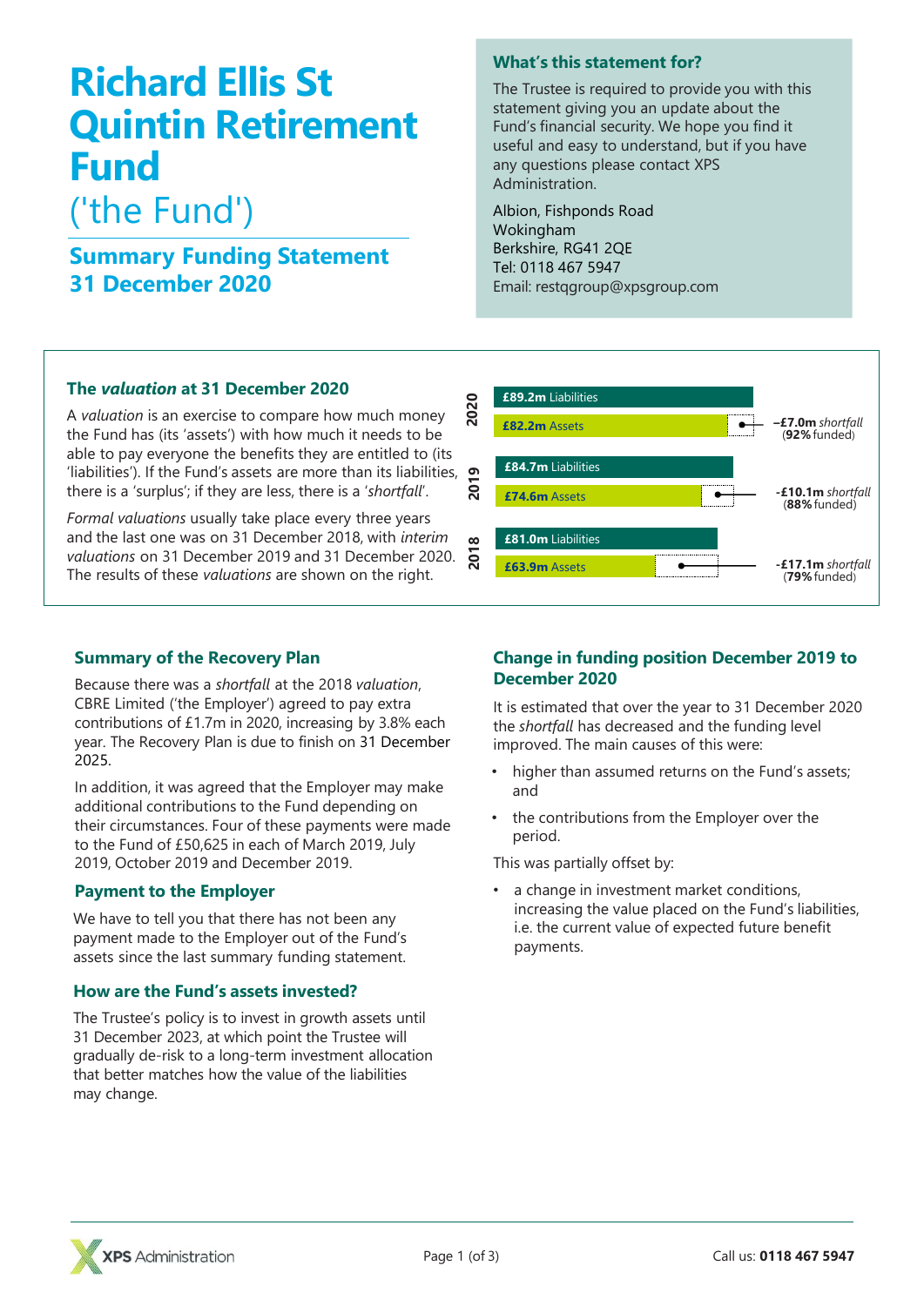# Richard Ellis St Quintin Retirement Fund

('the Fund')

## Summary Funding Statement 31 December 2020

### What's this statement for?

The Trustee is required to provide you with this statement giving you an update about the Fund's financial security. We hope you find it useful and easy to understand, but if you have any questions please contact XPS Administration.

Albion, Fishponds Road
Wokingham
Berkshire, RG41 2QE
Tel: 0118 467 5947
Email: restqgroup@xpsgroup.com

### The *valuation* at 31 December 2020

A *valuation* is an exercise to compare how much money the Fund has (its 'assets') with how much it needs to be able to pay everyone the benefits they are entitled to (its 'liabilities'). If the Fund's assets are more than its liabilities, there is a 'surplus'; if they are less, there is a '*shortfall*'.

*Formal valuations* usually take place every three years and the last one was on 31 December 2018, with *interim valuations* on 31 December 2019 and 31 December 2020. The results of these *valuations* are shown on the right.

| Year | Liabilities | Assets | Shortfall | Funded |
|---|---|---|---|---|
| 2020 | £89.2m | £82.2m | –£7.0m | 92% |
| 2019 | £84.7m | £74.6m | -£10.1m | 88% |
| 2018 | £81.0m | £63.9m | -£17.1m | 79% |

### Summary of the Recovery Plan

Because there was a *shortfall* at the 2018 *valuation*, CBRE Limited ('the Employer') agreed to pay extra contributions of £1.7m in 2020, increasing by 3.8% each year. The Recovery Plan is due to finish on 31 December 2025.

In addition, it was agreed that the Employer may make additional contributions to the Fund depending on their circumstances. Four of these payments were made to the Fund of £50,625 in each of March 2019, July 2019, October 2019 and December 2019.

### Payment to the Employer

We have to tell you that there has not been any payment made to the Employer out of the Fund's assets since the last summary funding statement.

### How are the Fund's assets invested?

The Trustee's policy is to invest in growth assets until 31 December 2023, at which point the Trustee will gradually de-risk to a long-term investment allocation that better matches how the value of the liabilities may change.

### Change in funding position December 2019 to December 2020

It is estimated that over the year to 31 December 2020 the *shortfall* has decreased and the funding level improved. The main causes of this were:

- higher than assumed returns on the Fund's assets; and
- the contributions from the Employer over the period.

This was partially offset by:

- a change in investment market conditions, increasing the value placed on the Fund's liabilities, i.e. the current value of expected future benefit payments.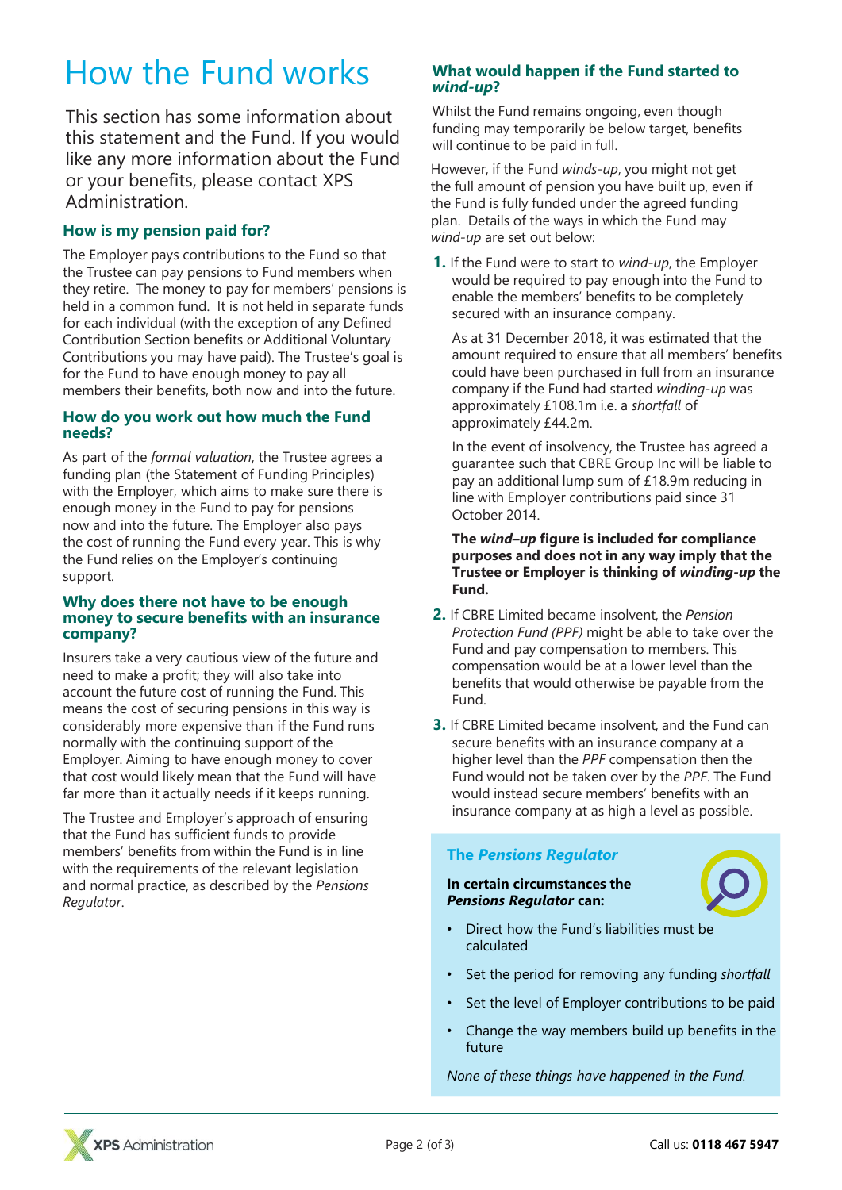# How the Fund works

This section has some information about this statement and the Fund. If you would like any more information about the Fund or your benefits, please contact XPS Administration.

### How is my pension paid for?

The Employer pays contributions to the Fund so that the Trustee can pay pensions to Fund members when they retire. The money to pay for members' pensions is held in a common fund. It is not held in separate funds for each individual (with the exception of any Defined Contribution Section benefits or Additional Voluntary Contributions you may have paid). The Trustee's goal is for the Fund to have enough money to pay all members their benefits, both now and into the future.

### How do you work out how much the Fund needs?

As part of the *formal valuation*, the Trustee agrees a funding plan (the Statement of Funding Principles) with the Employer, which aims to make sure there is enough money in the Fund to pay for pensions now and into the future. The Employer also pays the cost of running the Fund every year. This is why the Fund relies on the Employer's continuing support.

### Why does there not have to be enough money to secure benefits with an insurance company?

Insurers take a very cautious view of the future and need to make a profit; they will also take into account the future cost of running the Fund. This means the cost of securing pensions in this way is considerably more expensive than if the Fund runs normally with the continuing support of the Employer. Aiming to have enough money to cover that cost would likely mean that the Fund will have far more than it actually needs if it keeps running.

The Trustee and Employer's approach of ensuring that the Fund has sufficient funds to provide members' benefits from within the Fund is in line with the requirements of the relevant legislation and normal practice, as described by the *Pensions Regulator*.

### What would happen if the Fund started to *wind-up*?

Whilst the Fund remains ongoing, even though funding may temporarily be below target, benefits will continue to be paid in full.

However, if the Fund *winds-up*, you might not get the full amount of pension you have built up, even if the Fund is fully funded under the agreed funding plan. Details of the ways in which the Fund may *wind-up* are set out below:

1. If the Fund were to start to *wind-up*, the Employer would be required to pay enough into the Fund to enable the members' benefits to be completely secured with an insurance company.

   As at 31 December 2018, it was estimated that the amount required to ensure that all members' benefits could have been purchased in full from an insurance company if the Fund had started *winding-up* was approximately £108.1m i.e. a *shortfall* of approximately £44.2m.

   In the event of insolvency, the Trustee has agreed a guarantee such that CBRE Group Inc will be liable to pay an additional lump sum of £18.9m reducing in line with Employer contributions paid since 31 October 2014.

   **The *wind–up* figure is included for compliance purposes and does not in any way imply that the Trustee or Employer is thinking of *winding-up* the Fund.**

2. If CBRE Limited became insolvent, the *Pension Protection Fund (PPF)* might be able to take over the Fund and pay compensation to members. This compensation would be at a lower level than the benefits that would otherwise be payable from the Fund.

3. If CBRE Limited became insolvent, and the Fund can secure benefits with an insurance company at a higher level than the *PPF* compensation then the Fund would not be taken over by the *PPF*. The Fund would instead secure members' benefits with an insurance company at as high a level as possible.

### The *Pensions Regulator*

**In certain circumstances the *Pensions Regulator* can:**

- Direct how the Fund's liabilities must be calculated
- Set the period for removing any funding *shortfall*
- Set the level of Employer contributions to be paid
- Change the way members build up benefits in the future

*None of these things have happened in the Fund.*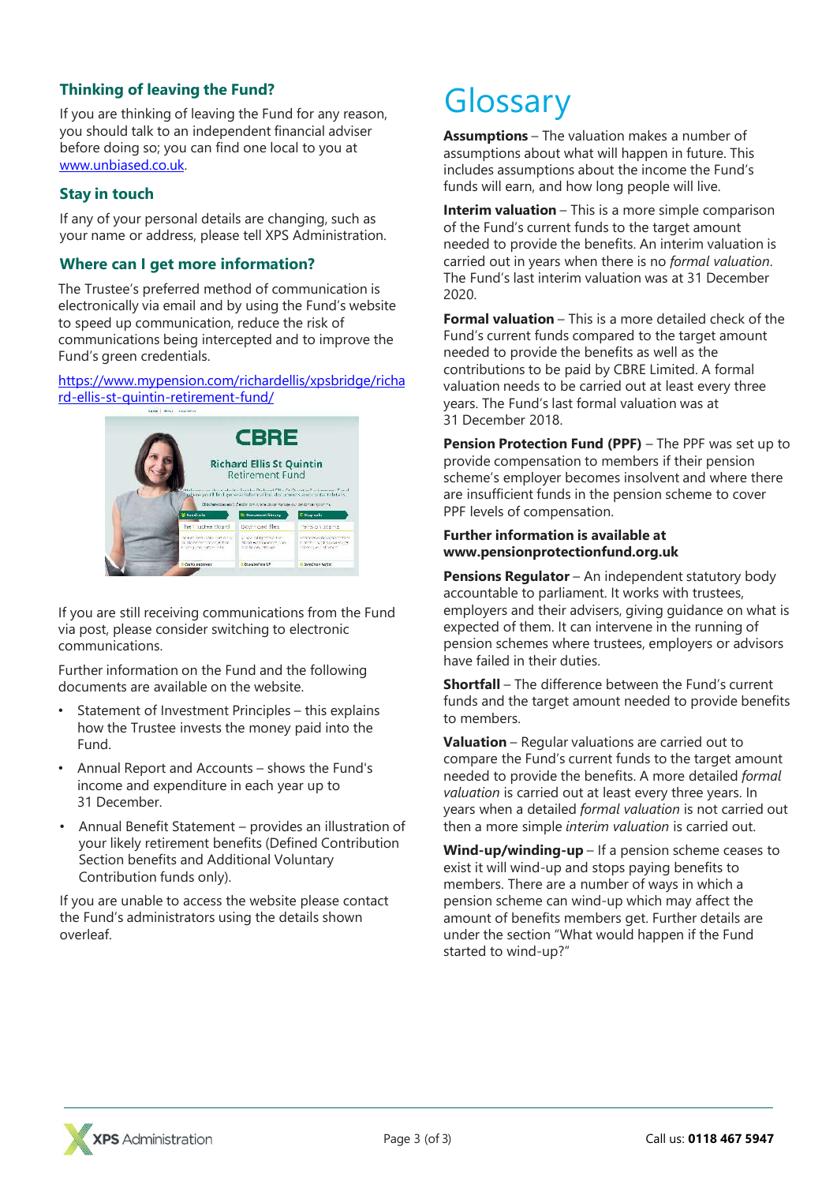### Thinking of leaving the Fund?

If you are thinking of leaving the Fund for any reason, you should talk to an independent financial adviser before doing so; you can find one local to you at www.unbiased.co.uk.

### Stay in touch

If any of your personal details are changing, such as your name or address, please tell XPS Administration.

### Where can I get more information?

The Trustee's preferred method of communication is electronically via email and by using the Fund's website to speed up communication, reduce the risk of communications being intercepted and to improve the Fund's green credentials.

https://www.mypension.com/richardellis/xpsbridge/richard-ellis-st-quintin-retirement-fund/

If you are still receiving communications from the Fund via post, please consider switching to electronic communications.

Further information on the Fund and the following documents are available on the website.

- Statement of Investment Principles – this explains how the Trustee invests the money paid into the Fund.
- Annual Report and Accounts – shows the Fund's income and expenditure in each year up to 31 December.
- Annual Benefit Statement – provides an illustration of your likely retirement benefits (Defined Contribution Section benefits and Additional Voluntary Contribution funds only).

If you are unable to access the website please contact the Fund's administrators using the details shown overleaf.

# Glossary

**Assumptions** – The valuation makes a number of assumptions about what will happen in future. This includes assumptions about the income the Fund's funds will earn, and how long people will live.

**Interim valuation** – This is a more simple comparison of the Fund's current funds to the target amount needed to provide the benefits. An interim valuation is carried out in years when there is no *formal valuation*. The Fund's last interim valuation was at 31 December 2020.

**Formal valuation** – This is a more detailed check of the Fund's current funds compared to the target amount needed to provide the benefits as well as the contributions to be paid by CBRE Limited. A formal valuation needs to be carried out at least every three years. The Fund's last formal valuation was at 31 December 2018.

**Pension Protection Fund (PPF)** – The PPF was set up to provide compensation to members if their pension scheme's employer becomes insolvent and where there are insufficient funds in the pension scheme to cover PPF levels of compensation.

**Further information is available at www.pensionprotectionfund.org.uk**

**Pensions Regulator** – An independent statutory body accountable to parliament. It works with trustees, employers and their advisers, giving guidance on what is expected of them. It can intervene in the running of pension schemes where trustees, employers or advisors have failed in their duties.

**Shortfall** – The difference between the Fund's current funds and the target amount needed to provide benefits to members.

**Valuation** – Regular valuations are carried out to compare the Fund's current funds to the target amount needed to provide the benefits. A more detailed *formal valuation* is carried out at least every three years. In years when a detailed *formal valuation* is not carried out then a more simple *interim valuation* is carried out.

**Wind-up/winding-up** – If a pension scheme ceases to exist it will wind-up and stops paying benefits to members. There are a number of ways in which a pension scheme can wind-up which may affect the amount of benefits members get. Further details are under the section "What would happen if the Fund started to wind-up?"

XPS Administration

Call us: **0118 467 5947**